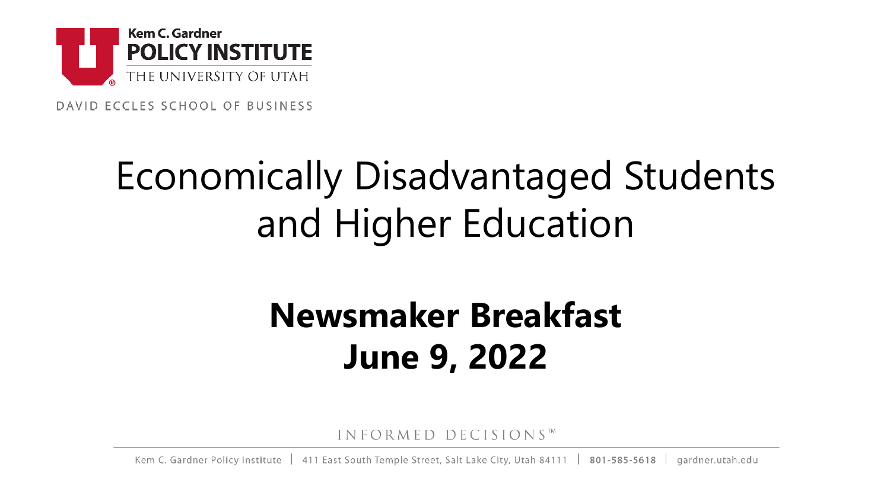Kem C. Gardner
POLICY INSTITUTE
THE UNIVERSITY OF UTAH

DAVID ECCLES SCHOOL OF BUSINESS

# Economically Disadvantaged Students and Higher Education

## Newsmaker Breakfast June 9, 2022

INFORMED DECISIONS™

Kem C. Gardner Policy Institute | 411 East South Temple Street, Salt Lake City, Utah 84111 | 801-585-5618 | gardner.utah.edu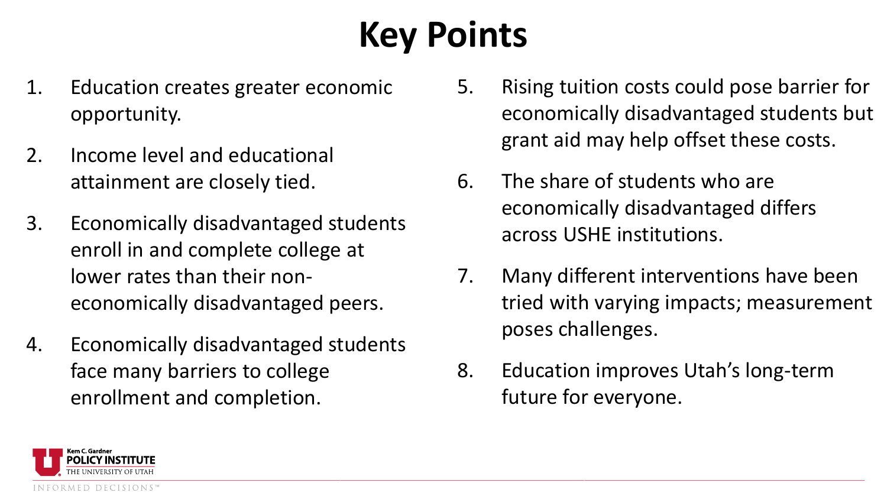# Key Points

1. Education creates greater economic opportunity.
2. Income level and educational attainment are closely tied.
3. Economically disadvantaged students enroll in and complete college at lower rates than their non-economically disadvantaged peers.
4. Economically disadvantaged students face many barriers to college enrollment and completion.
5. Rising tuition costs could pose barrier for economically disadvantaged students but grant aid may help offset these costs.
6. The share of students who are economically disadvantaged differs across USHE institutions.
7. Many different interventions have been tried with varying impacts; measurement poses challenges.
8. Education improves Utah's long-term future for everyone.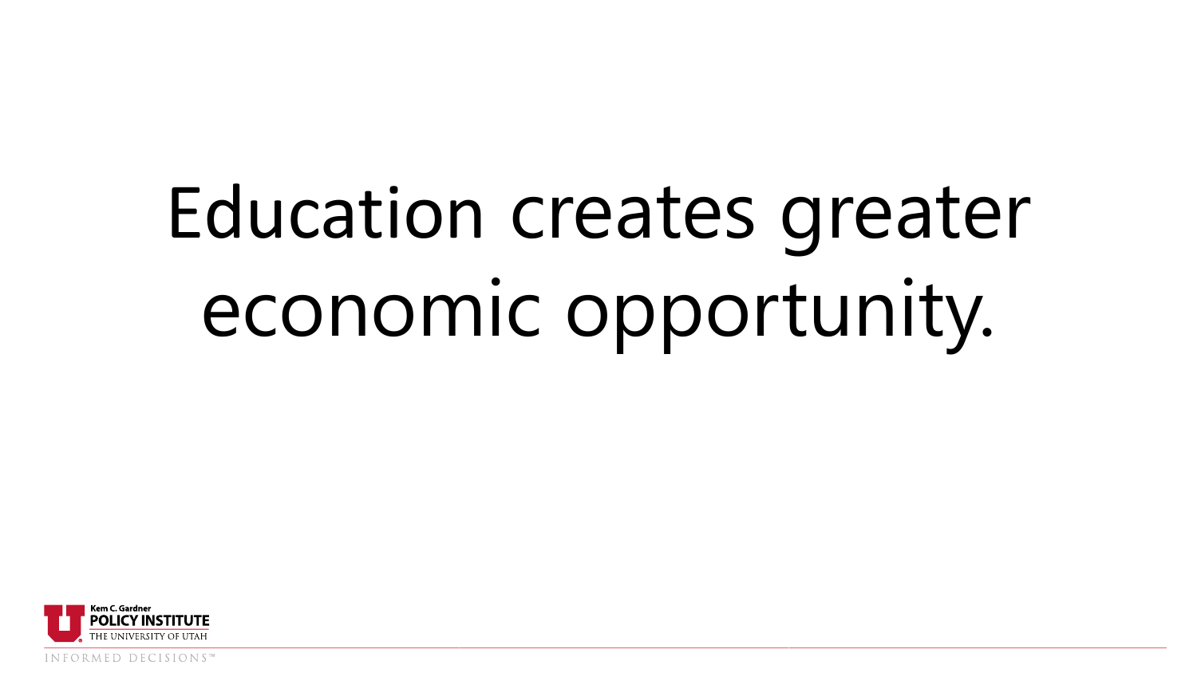# Education creates greater economic opportunity.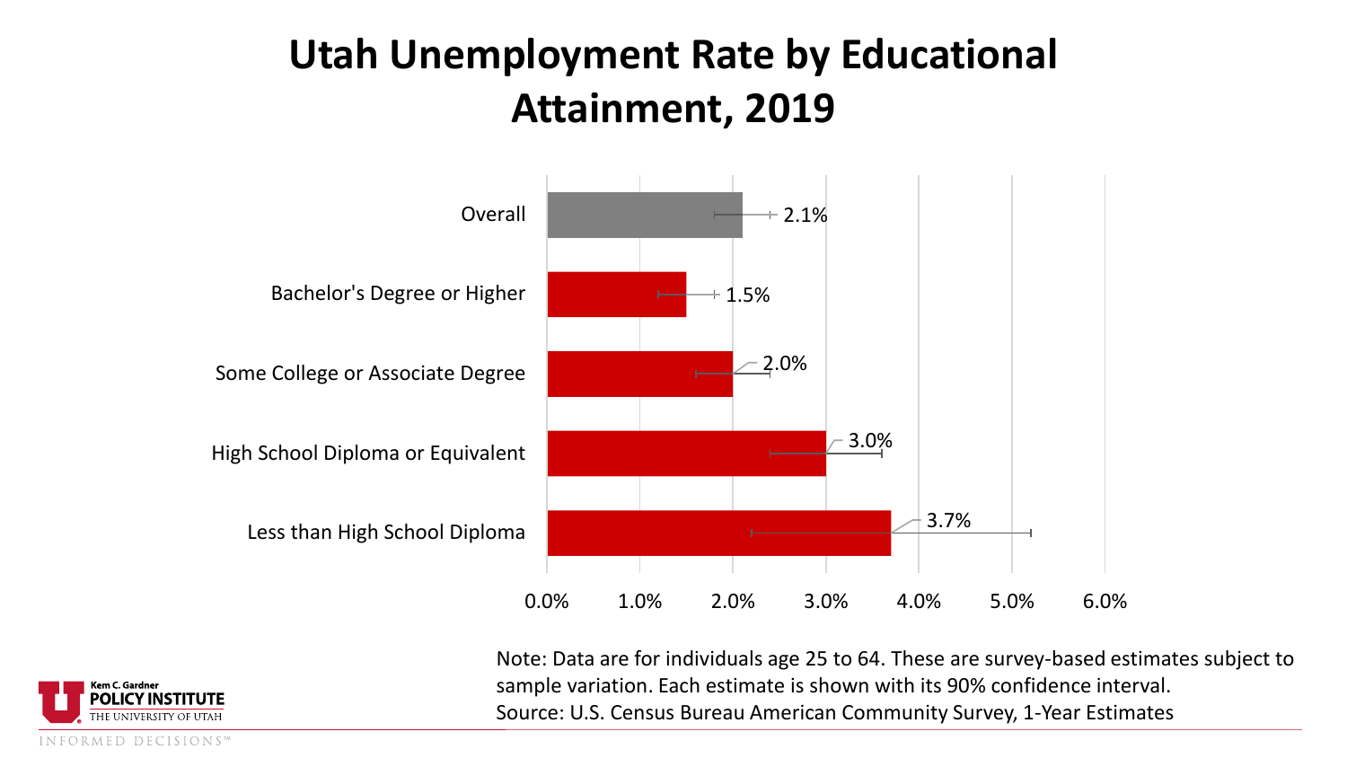# Utah Unemployment Rate by Educational Attainment, 2019

| Category | Unemployment Rate |
| --- | --- |
| Overall | 2.1% |
| Bachelor's Degree or Higher | 1.5% |
| Some College or Associate Degree | 2.0% |
| High School Diploma or Equivalent | 3.0% |
| Less than High School Diploma | 3.7% |

Note: Data are for individuals age 25 to 64. These are survey-based estimates subject to sample variation. Each estimate is shown with its 90% confidence interval.
Source: U.S. Census Bureau American Community Survey, 1-Year Estimates

Kem C. Gardner POLICY INSTITUTE THE UNIVERSITY OF UTAH

INFORMED DECISIONS™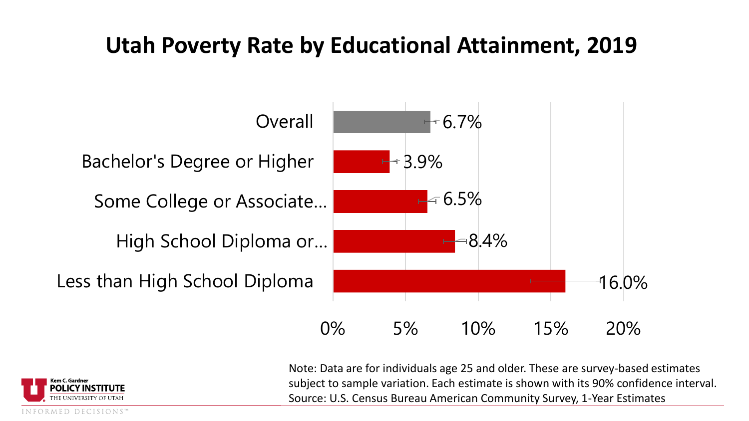# Utah Poverty Rate by Educational Attainment, 2019

| Category | Poverty Rate |
| --- | --- |
| Overall | 6.7% |
| Bachelor's Degree or Higher | 3.9% |
| Some College or Associate... | 6.5% |
| High School Diploma or... | 8.4% |
| Less than High School Diploma | 16.0% |

Note: Data are for individuals age 25 and older. These are survey-based estimates subject to sample variation. Each estimate is shown with its 90% confidence interval.
Source: U.S. Census Bureau American Community Survey, 1-Year Estimates

Kem C. Gardner POLICY INSTITUTE THE UNIVERSITY OF UTAH

INFORMED DECISIONS™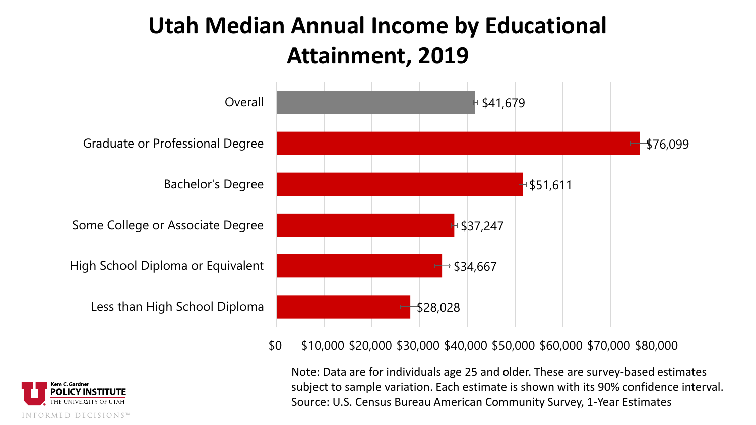# Utah Median Annual Income by Educational Attainment, 2019

| Educational Attainment | Median Annual Income |
| --- | --- |
| Overall | $41,679 |
| Graduate or Professional Degree | $76,099 |
| Bachelor's Degree | $51,611 |
| Some College or Associate Degree | $37,247 |
| High School Diploma or Equivalent | $34,667 |
| Less than High School Diploma | $28,028 |

Note: Data are for individuals age 25 and older. These are survey-based estimates subject to sample variation. Each estimate is shown with its 90% confidence interval.
Source: U.S. Census Bureau American Community Survey, 1-Year Estimates

Kem C. Gardner POLICY INSTITUTE
THE UNIVERSITY OF UTAH
INFORMED DECISIONS™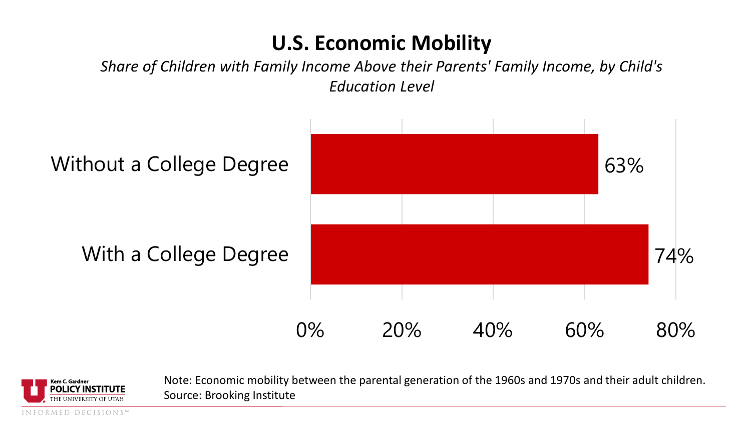# U.S. Economic Mobility

*Share of Children with Family Income Above their Parents' Family Income, by Child's Education Level*

| Education Level | Share |
|---|---|
| Without a College Degree | 63% |
| With a College Degree | 74% |

Note: Economic mobility between the parental generation of the 1960s and 1970s and their adult children.
Source: Brooking Institute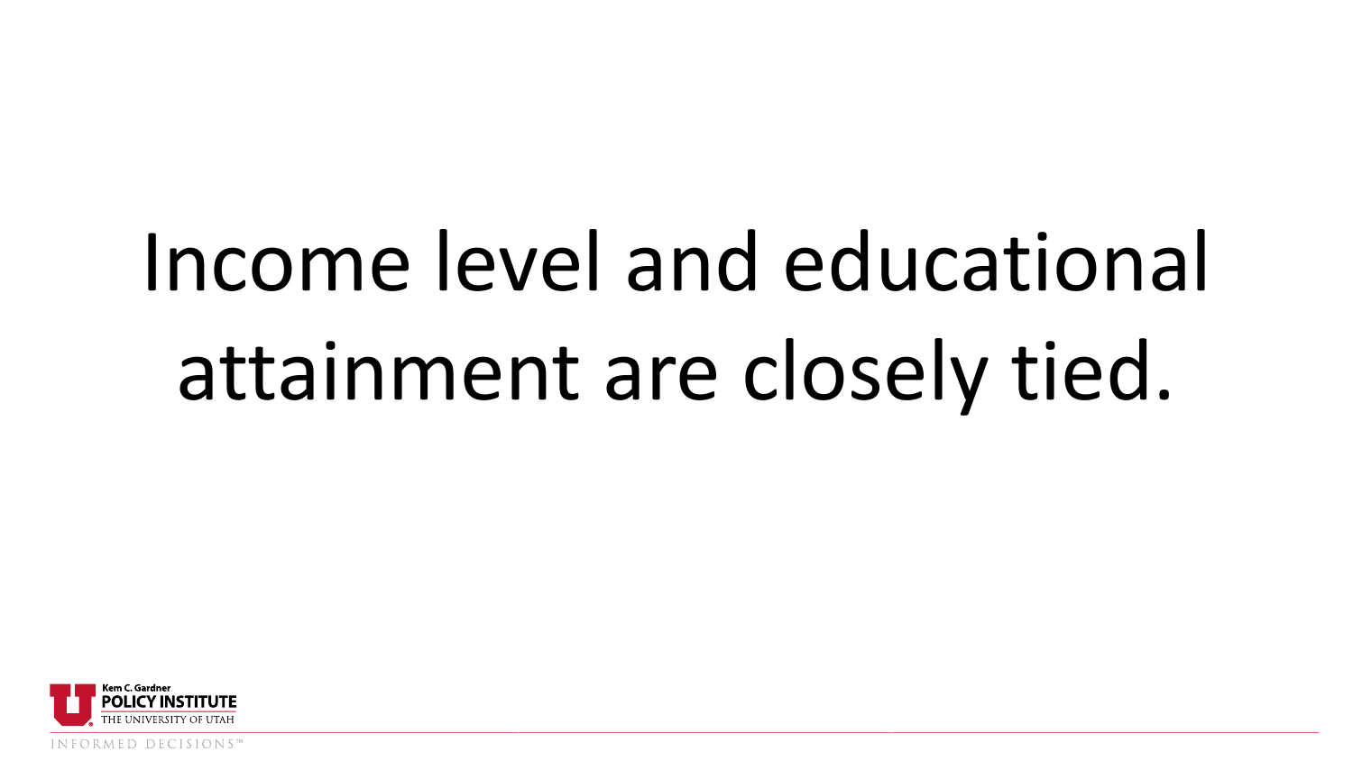# Income level and educational attainment are closely tied.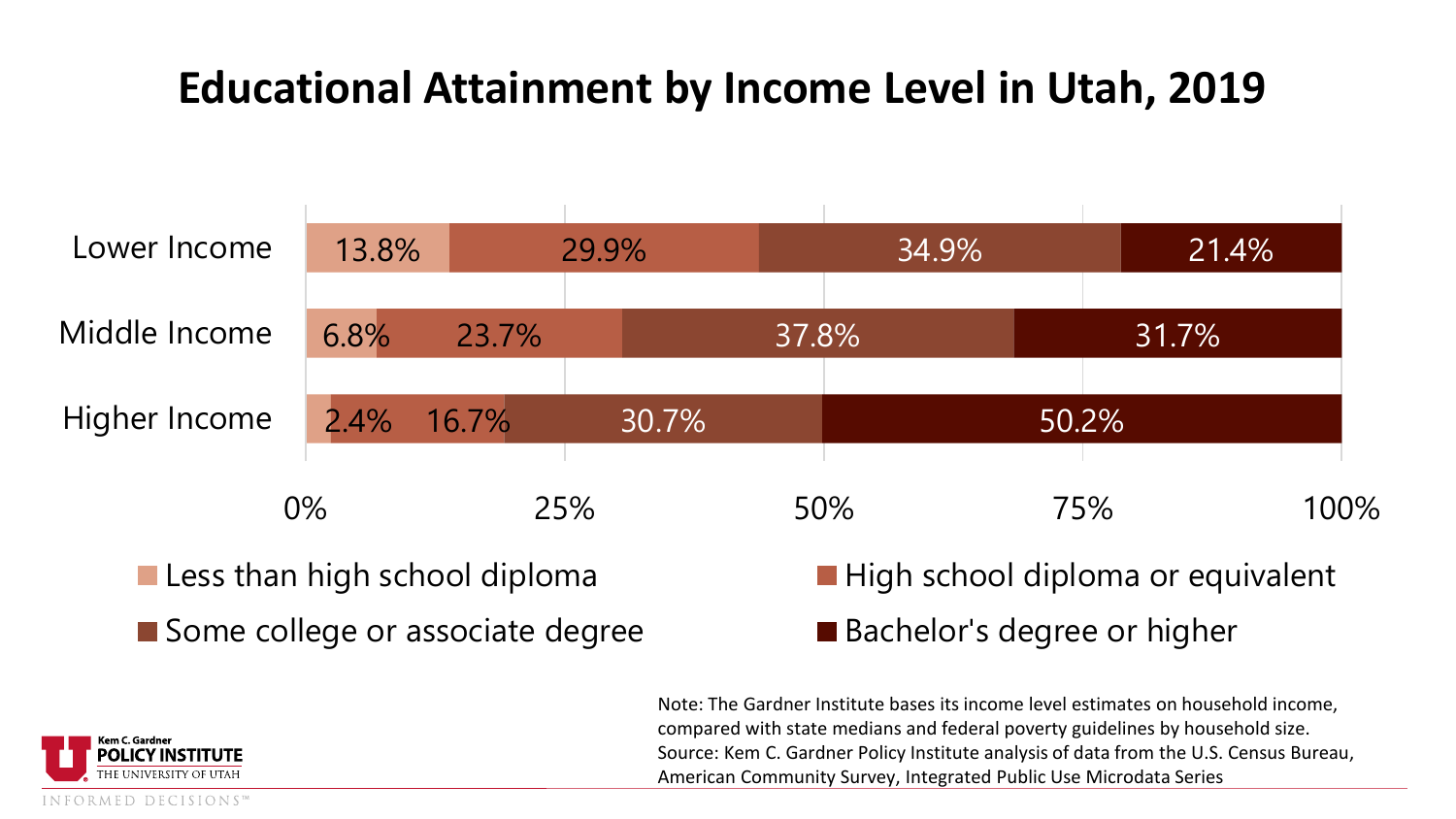# Educational Attainment by Income Level in Utah, 2019

| | Less than high school diploma | High school diploma or equivalent | Some college or associate degree | Bachelor's degree or higher |
| --- | --- | --- | --- | --- |
| Lower Income | 13.8% | 29.9% | 34.9% | 21.4% |
| Middle Income | 6.8% | 23.7% | 37.8% | 31.7% |
| Higher Income | 2.4% | 16.7% | 30.7% | 50.2% |

Note: The Gardner Institute bases its income level estimates on household income, compared with state medians and federal poverty guidelines by household size.
Source: Kem C. Gardner Policy Institute analysis of data from the U.S. Census Bureau, American Community Survey, Integrated Public Use Microdata Series

Kem C. Gardner POLICY INSTITUTE THE UNIVERSITY OF UTAH

INFORMED DECISIONS™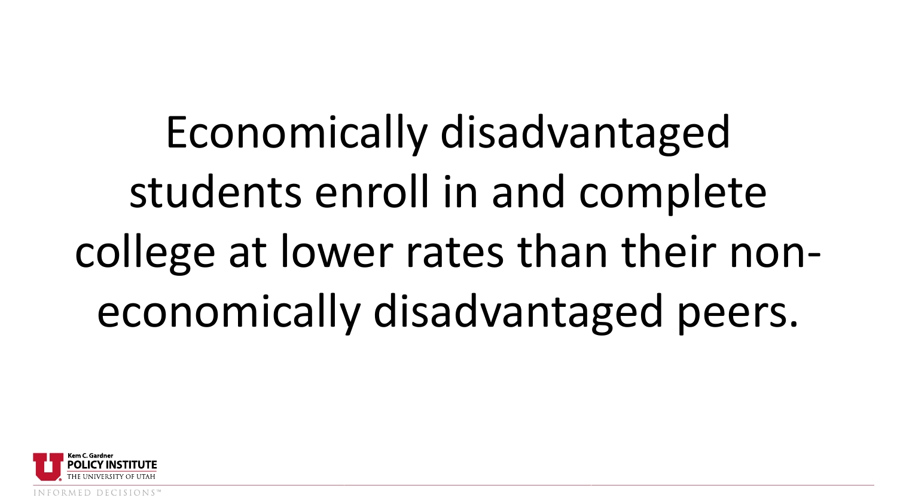Economically disadvantaged students enroll in and complete college at lower rates than their non-economically disadvantaged peers.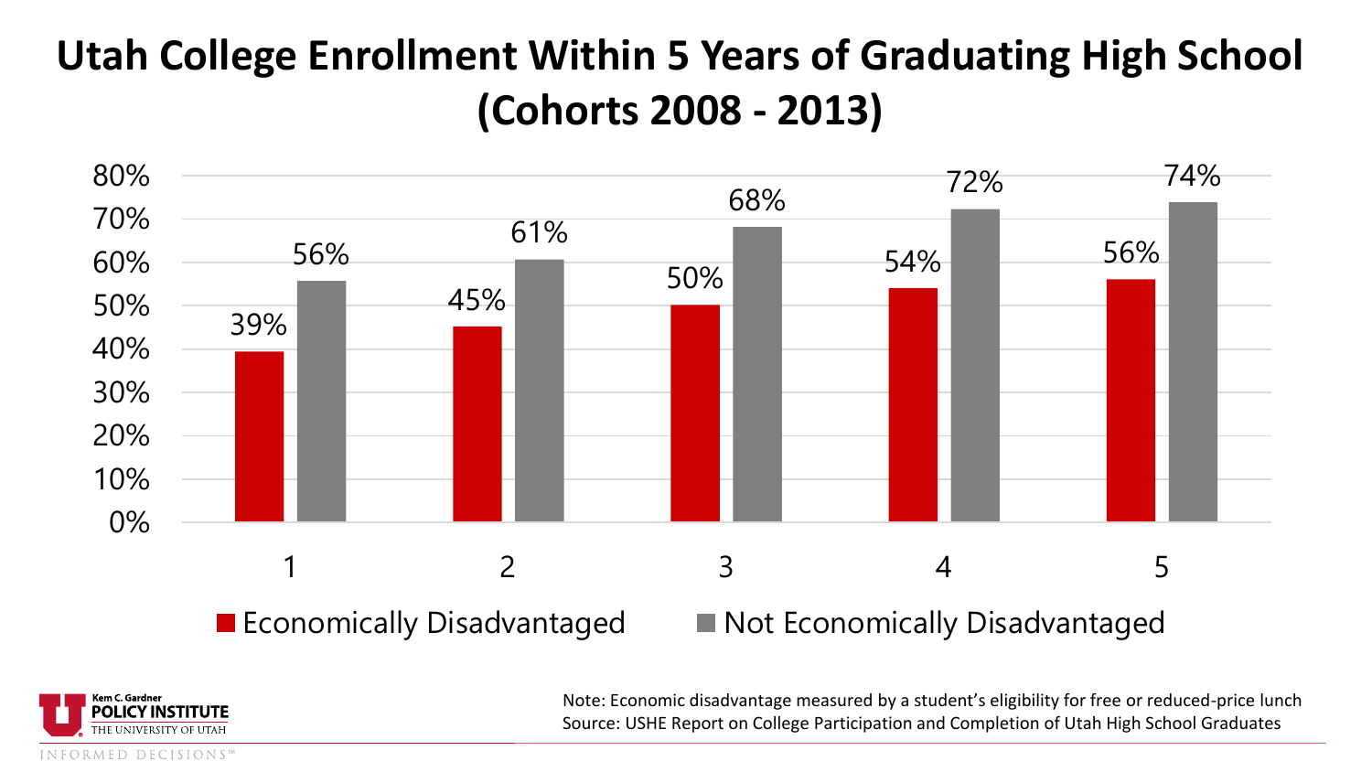# Utah College Enrollment Within 5 Years of Graduating High School (Cohorts 2008 - 2013)

| Year | Economically Disadvantaged | Not Economically Disadvantaged |
|---|---|---|
| 1 | 39% | 56% |
| 2 | 45% | 61% |
| 3 | 50% | 68% |
| 4 | 54% | 72% |
| 5 | 56% | 74% |

Note: Economic disadvantage measured by a student's eligibility for free or reduced-price lunch
Source: USHE Report on College Participation and Completion of Utah High School Graduates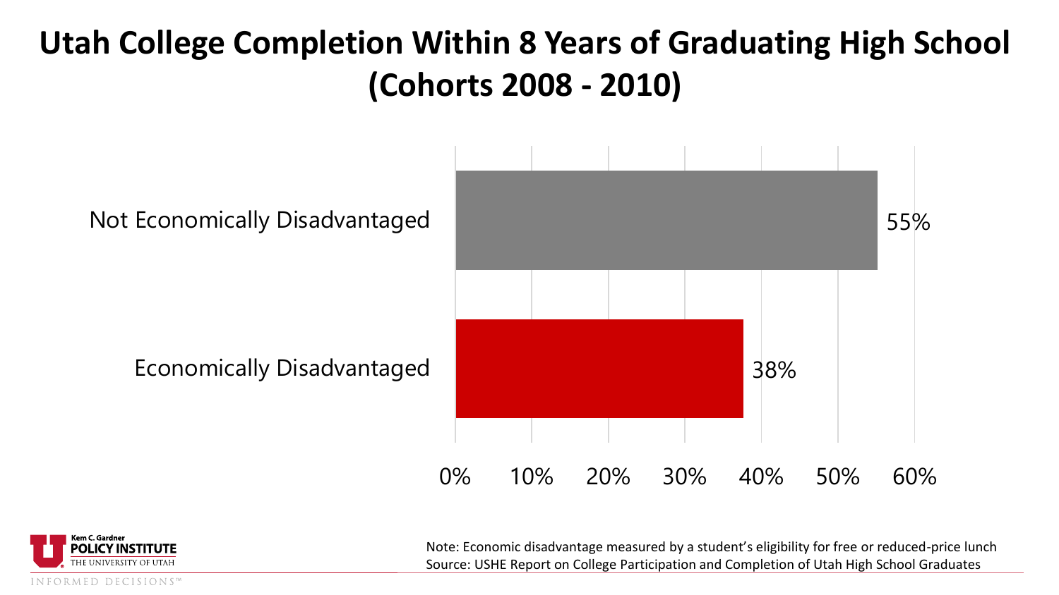# Utah College Completion Within 8 Years of Graduating High School (Cohorts 2008 - 2010)

| Group | Completion |
| --- | --- |
| Not Economically Disadvantaged | 55% |
| Economically Disadvantaged | 38% |

Note: Economic disadvantage measured by a student's eligibility for free or reduced-price lunch
Source: USHE Report on College Participation and Completion of Utah High School Graduates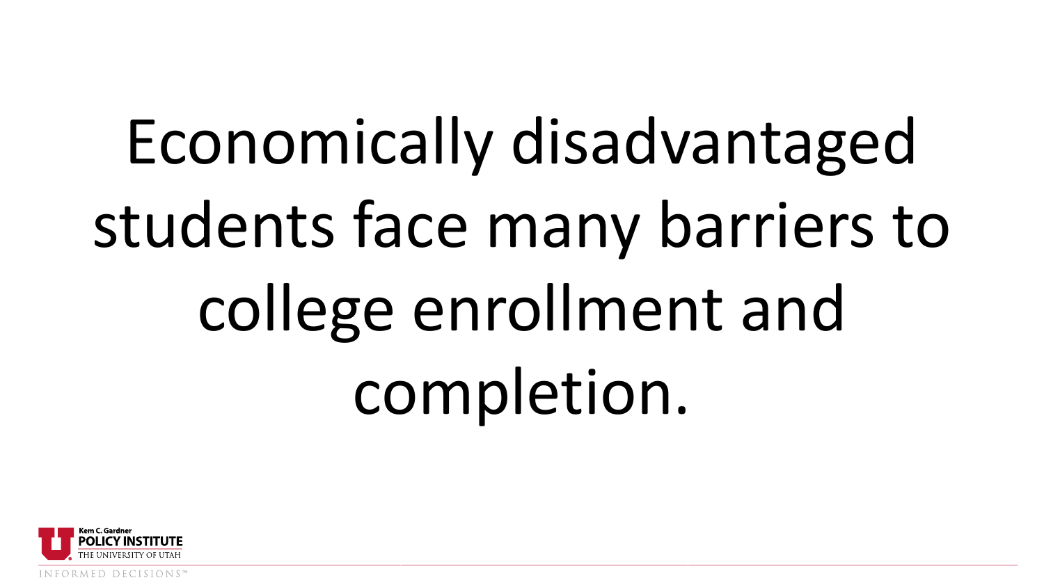# Economically disadvantaged students face many barriers to college enrollment and completion.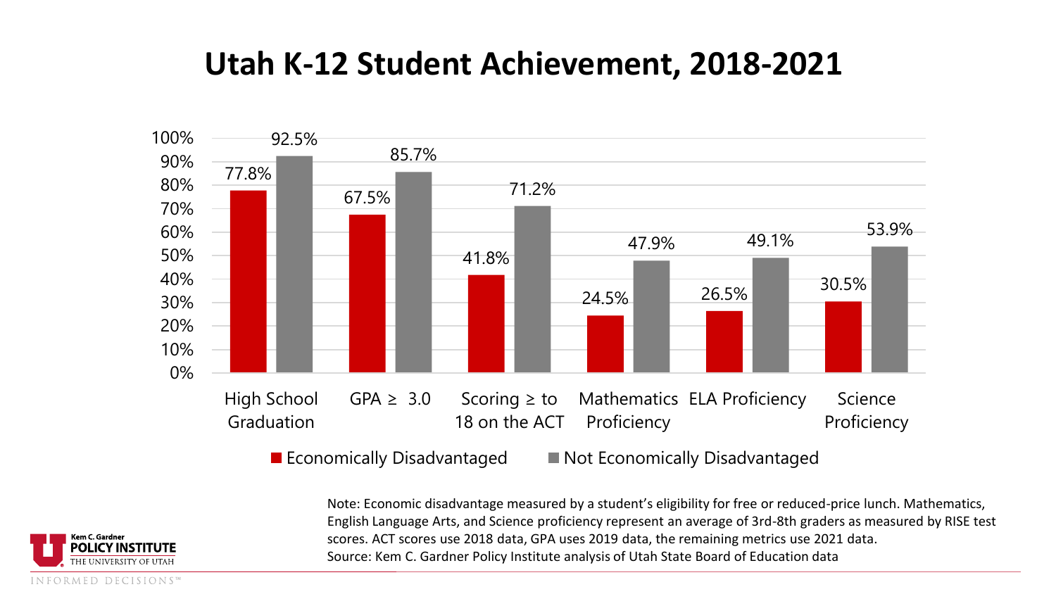# Utah K-12 Student Achievement, 2018-2021

| | Economically Disadvantaged | Not Economically Disadvantaged |
|---|---|---|
| High School Graduation | 77.8% | 92.5% |
| GPA ≥ 3.0 | 67.5% | 85.7% |
| Scoring ≥ to 18 on the ACT | 41.8% | 71.2% |
| Mathematics Proficiency | 24.5% | 47.9% |
| ELA Proficiency | 26.5% | 49.1% |
| Science Proficiency | 30.5% | 53.9% |

Note: Economic disadvantage measured by a student's eligibility for free or reduced-price lunch. Mathematics, English Language Arts, and Science proficiency represent an average of 3rd-8th graders as measured by RISE test scores. ACT scores use 2018 data, GPA uses 2019 data, the remaining metrics use 2021 data.

Source: Kem C. Gardner Policy Institute analysis of Utah State Board of Education data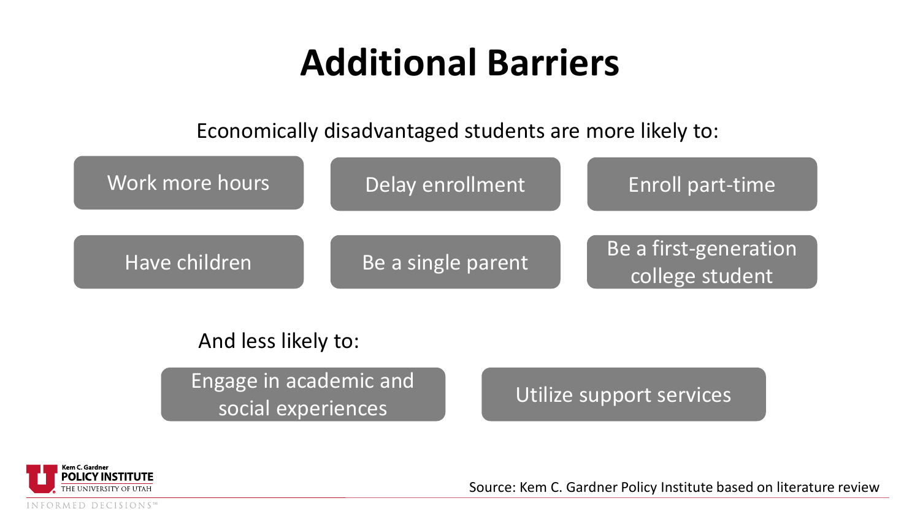# Additional Barriers

Economically disadvantaged students are more likely to:

- Work more hours
- Delay enrollment
- Enroll part-time
- Have children
- Be a single parent
- Be a first-generation college student

And less likely to:

- Engage in academic and social experiences
- Utilize support services

Source: Kem C. Gardner Policy Institute based on literature review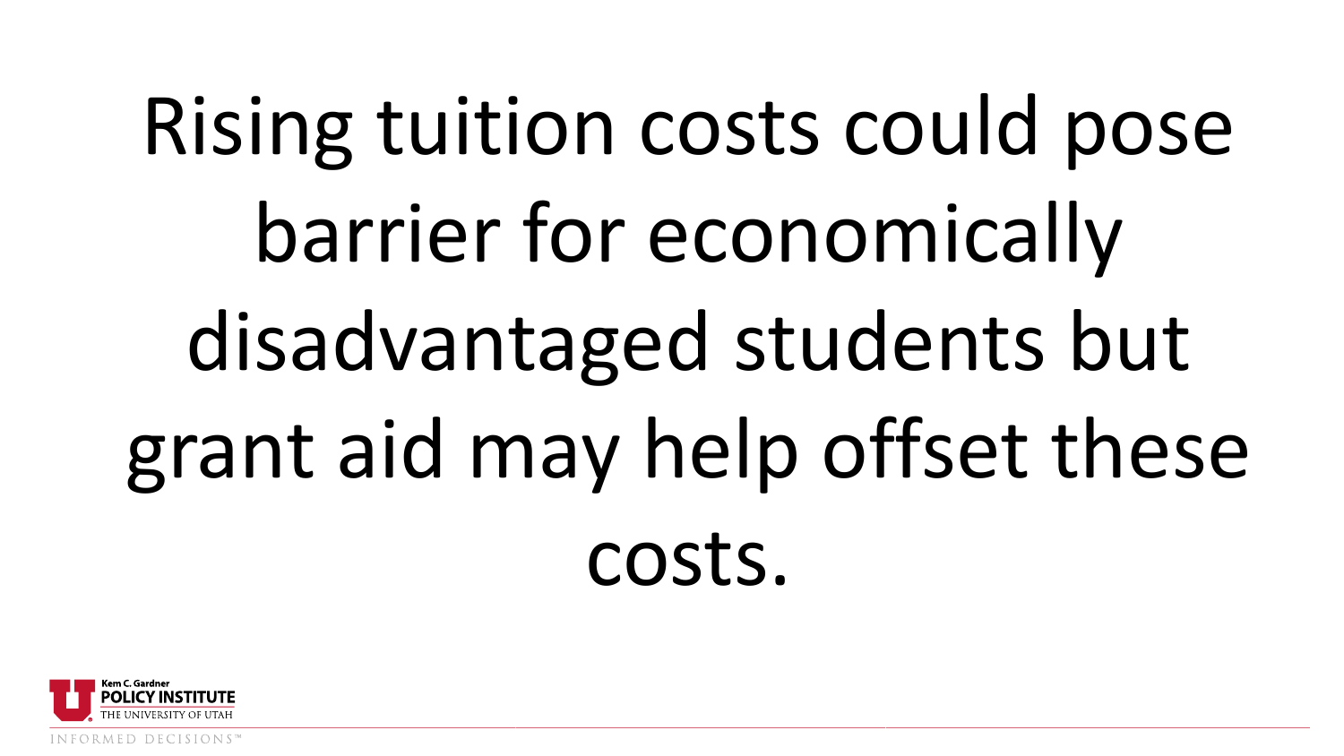# Rising tuition costs could pose barrier for economically disadvantaged students but grant aid may help offset these costs.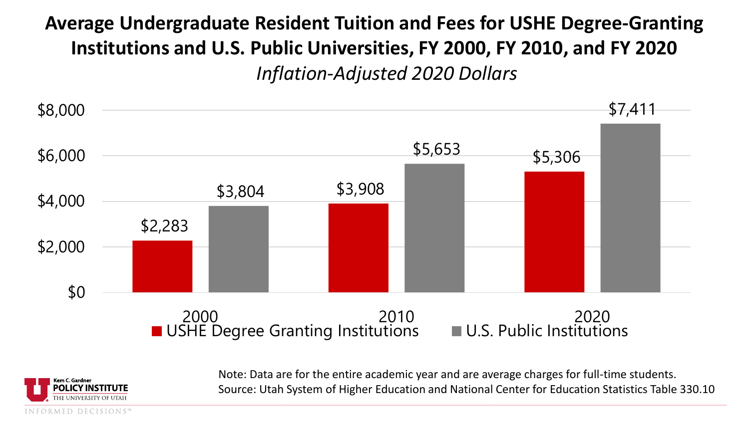# Average Undergraduate Resident Tuition and Fees for USHE Degree-Granting Institutions and U.S. Public Universities, FY 2000, FY 2010, and FY 2020

*Inflation-Adjusted 2020 Dollars*

| Year | USHE Degree Granting Institutions | U.S. Public Institutions |
|---|---|---|
| 2000 | $2,283 | $3,804 |
| 2010 | $3,908 | $5,653 |
| 2020 | $5,306 | $7,411 |

Note: Data are for the entire academic year and are average charges for full-time students.
Source: Utah System of Higher Education and National Center for Education Statistics Table 330.10

Kem C. Gardner POLICY INSTITUTE, THE UNIVERSITY OF UTAH — INFORMED DECISIONS™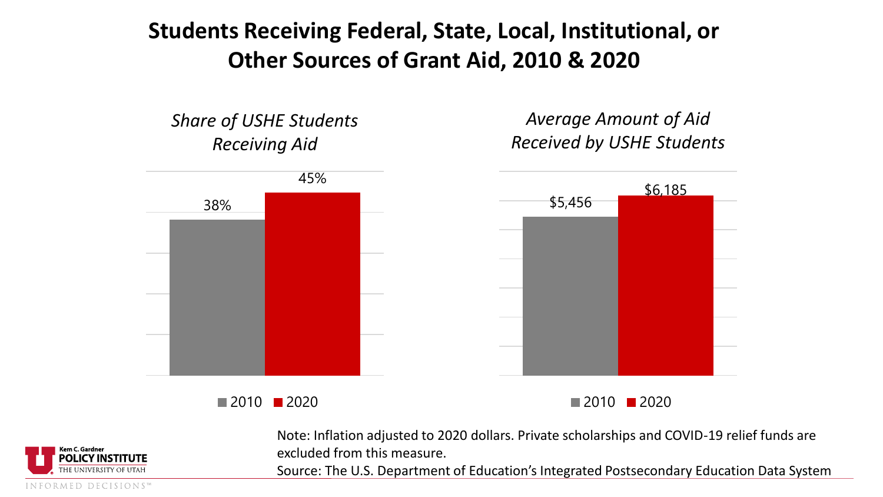# Students Receiving Federal, State, Local, Institutional, or Other Sources of Grant Aid, 2010 & 2020

*Share of USHE Students Receiving Aid*

| Year | Share |
|---|---|
| 2010 | 38% |
| 2020 | 45% |

*Average Amount of Aid Received by USHE Students*

| Year | Amount |
|---|---|
| 2010 | $5,456 |
| 2020 | $6,185 |

Note: Inflation adjusted to 2020 dollars. Private scholarships and COVID-19 relief funds are excluded from this measure.

Source: The U.S. Department of Education's Integrated Postsecondary Education Data System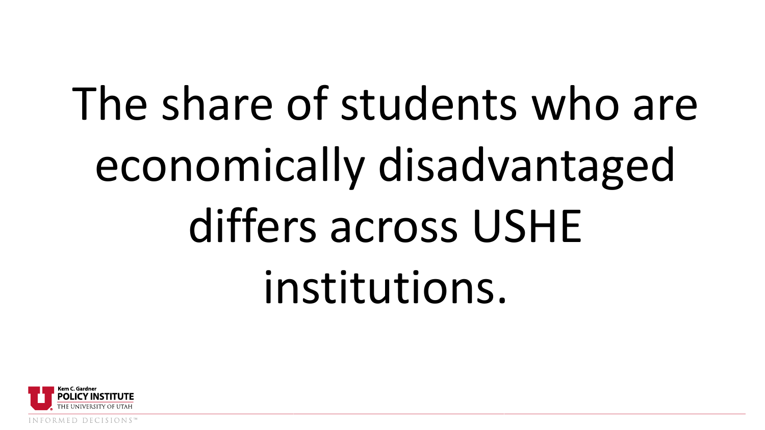# The share of students who are economically disadvantaged differs across USHE institutions.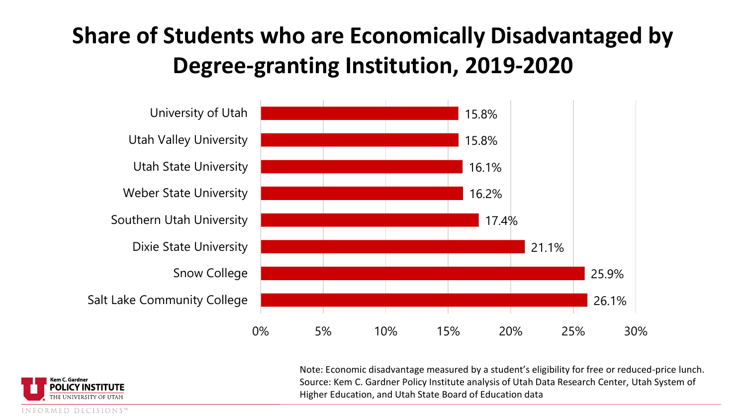# Share of Students who are Economically Disadvantaged by Degree-granting Institution, 2019-2020

| Institution | Share |
| --- | --- |
| University of Utah | 15.8% |
| Utah Valley University | 15.8% |
| Utah State University | 16.1% |
| Weber State University | 16.2% |
| Southern Utah University | 17.4% |
| Dixie State University | 21.1% |
| Snow College | 25.9% |
| Salt Lake Community College | 26.1% |

Note: Economic disadvantage measured by a student's eligibility for free or reduced-price lunch.
Source: Kem C. Gardner Policy Institute analysis of Utah Data Research Center, Utah System of Higher Education, and Utah State Board of Education data

Kem C. Gardner POLICY INSTITUTE
THE UNIVERSITY OF UTAH
INFORMED DECISIONS™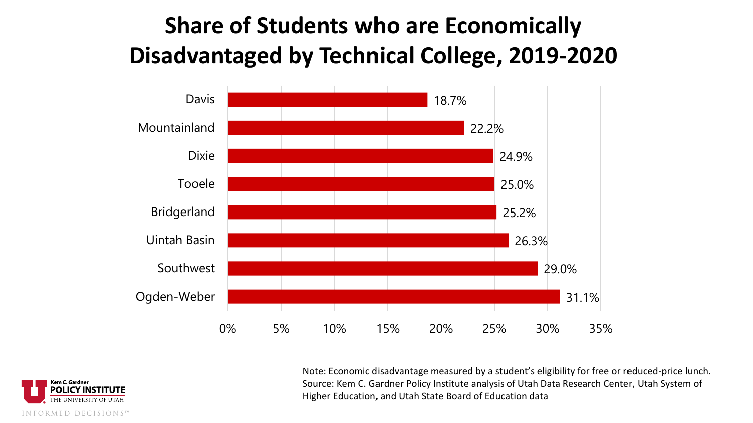# Share of Students who are Economically Disadvantaged by Technical College, 2019-2020

| Technical College | Share |
|---|---|
| Davis | 18.7% |
| Mountainland | 22.2% |
| Dixie | 24.9% |
| Tooele | 25.0% |
| Bridgerland | 25.2% |
| Uintah Basin | 26.3% |
| Southwest | 29.0% |
| Ogden-Weber | 31.1% |

Note: Economic disadvantage measured by a student's eligibility for free or reduced-price lunch.
Source: Kem C. Gardner Policy Institute analysis of Utah Data Research Center, Utah System of Higher Education, and Utah State Board of Education data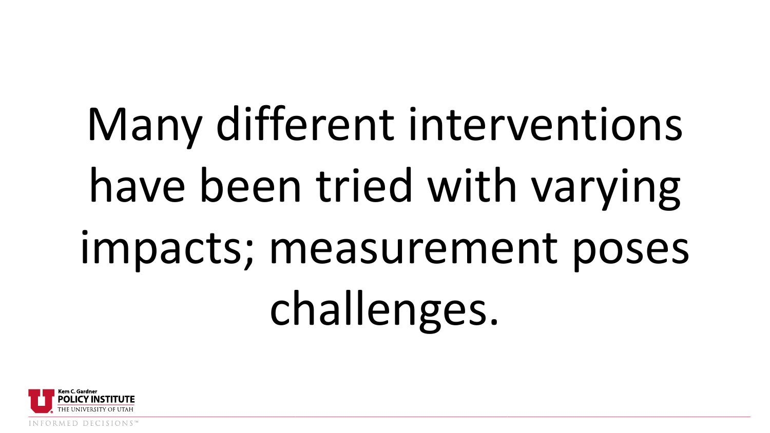Many different interventions have been tried with varying impacts; measurement poses challenges.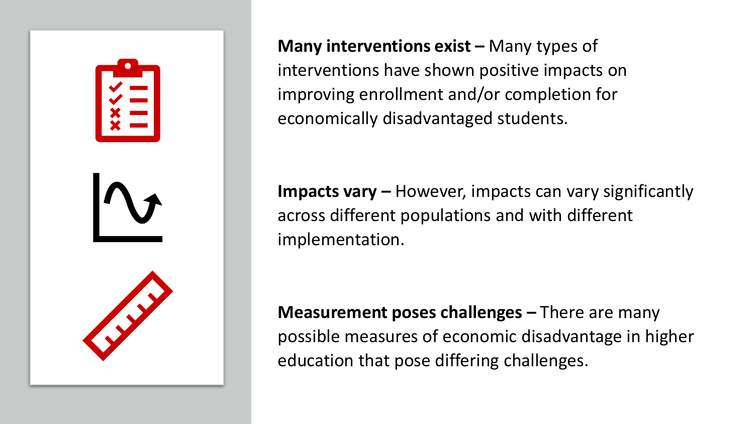**Many interventions exist –** Many types of interventions have shown positive impacts on improving enrollment and/or completion for economically disadvantaged students.

**Impacts vary –** However, impacts can vary significantly across different populations and with different implementation.

**Measurement poses challenges –** There are many possible measures of economic disadvantage in higher education that pose differing challenges.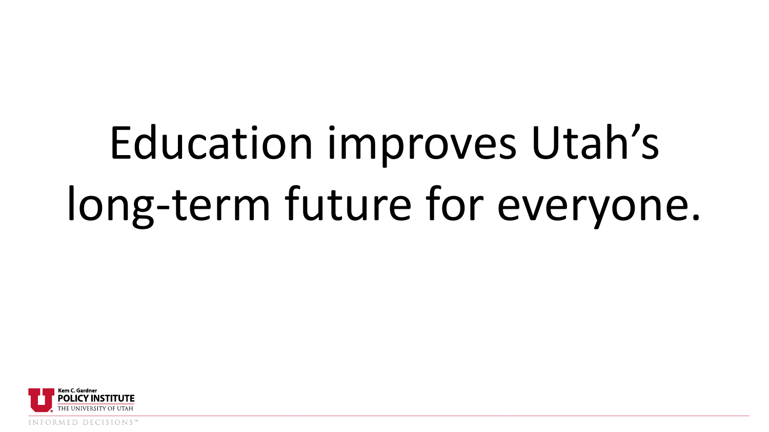# Education improves Utah's long-term future for everyone.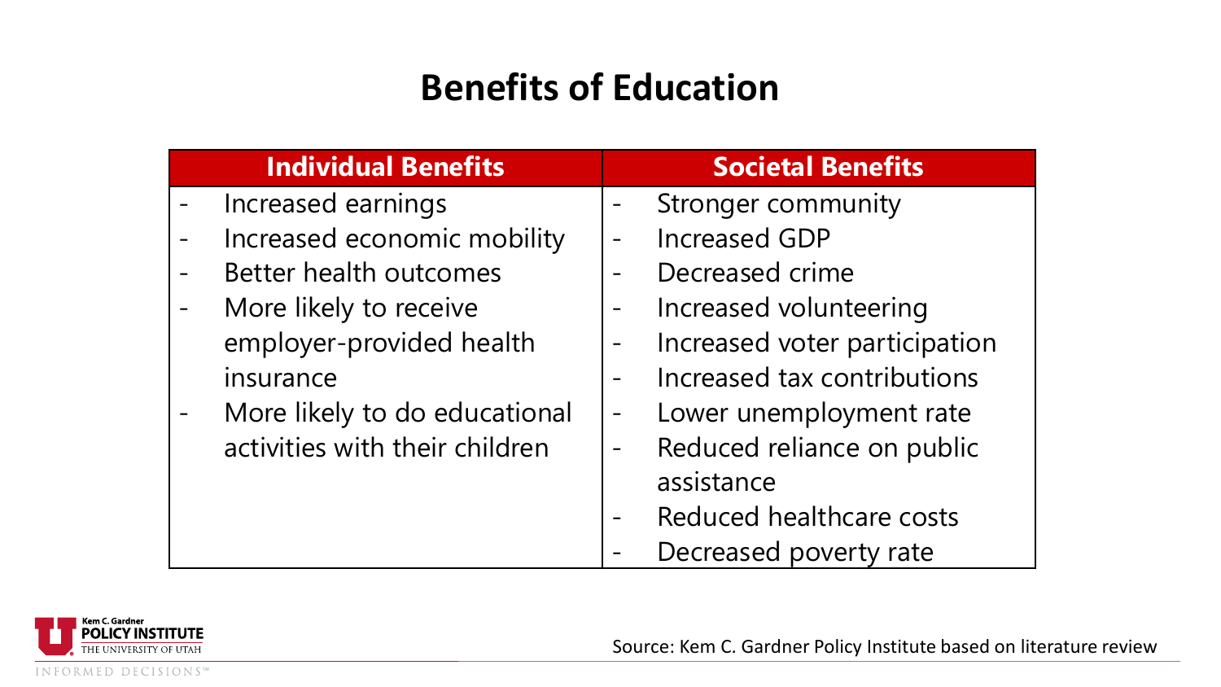# Benefits of Education

| Individual Benefits | Societal Benefits |
|---|---|
| - Increased earnings | - Stronger community |
| - Increased economic mobility | - Increased GDP |
| - Better health outcomes | - Decreased crime |
| - More likely to receive employer-provided health insurance | - Increased volunteering |
| - More likely to do educational activities with their children | - Increased voter participation |
| | - Increased tax contributions |
| | - Lower unemployment rate |
| | - Reduced reliance on public assistance |
| | - Reduced healthcare costs |
| | - Decreased poverty rate |

Source: Kem C. Gardner Policy Institute based on literature review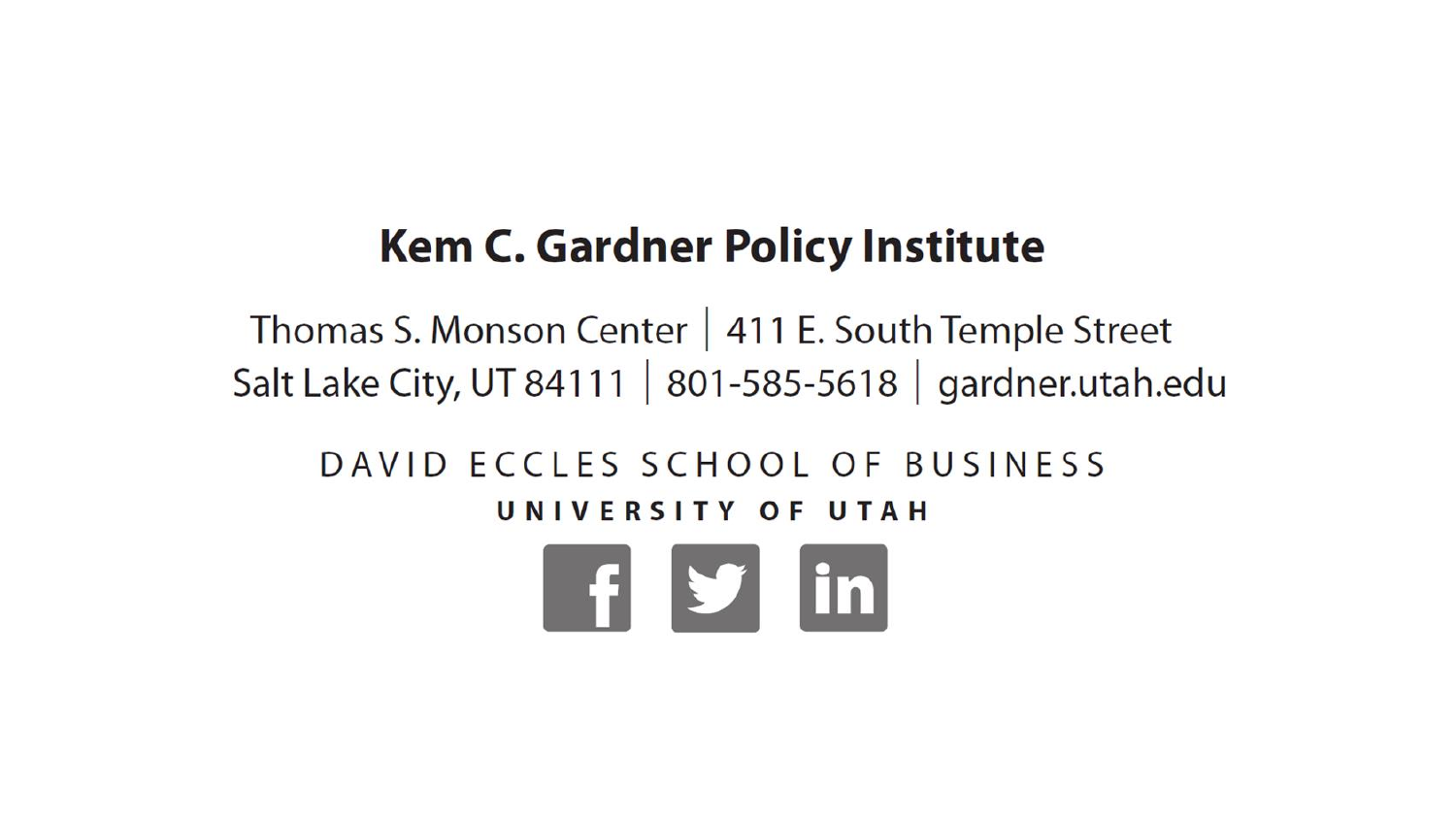**Kem C. Gardner Policy Institute**

Thomas S. Monson Center | 411 E. South Temple Street
Salt Lake City, UT 84111 | 801-585-5618 | gardner.utah.edu

DAVID ECCLES SCHOOL OF BUSINESS
**UNIVERSITY OF UTAH**